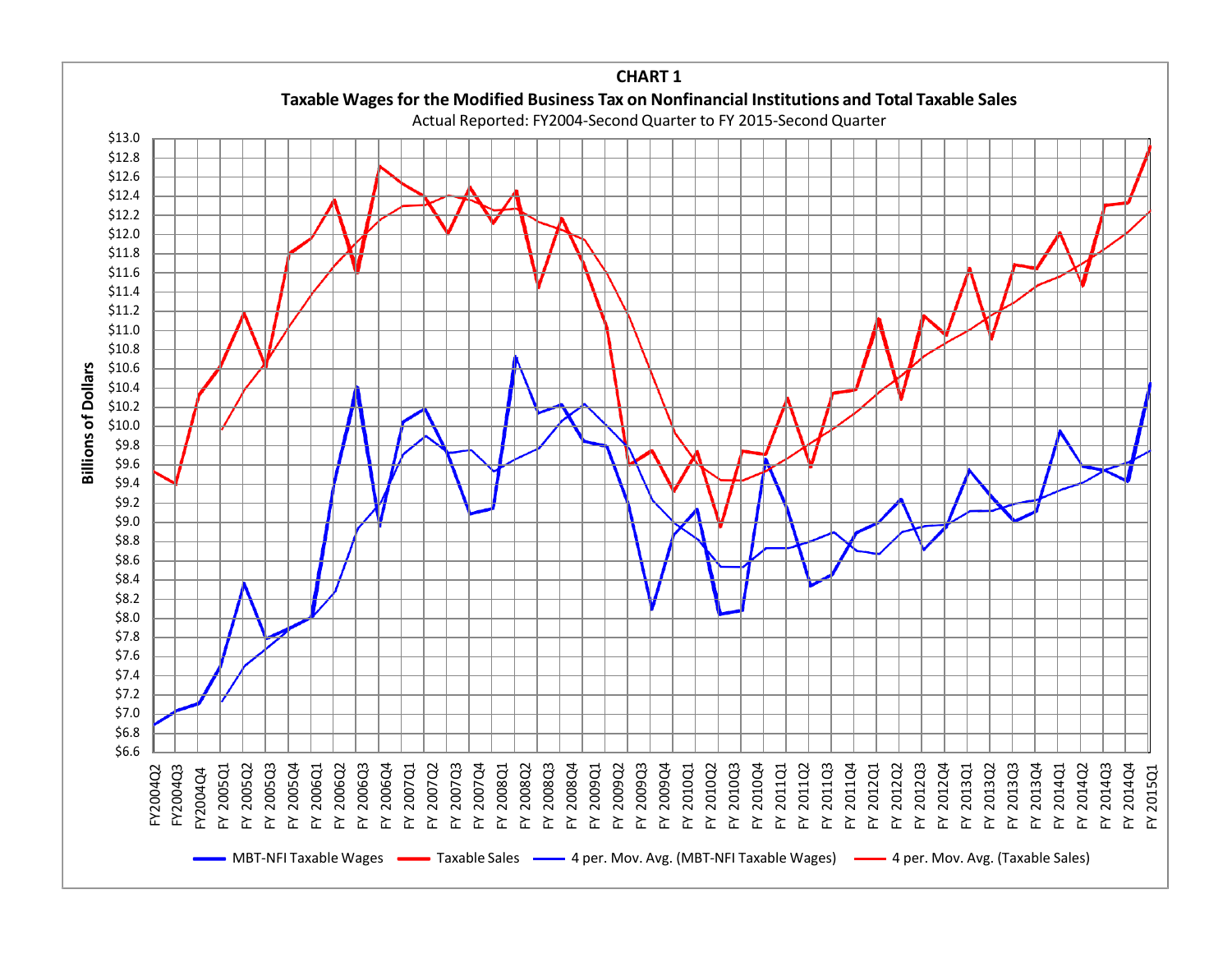**CHART 1**

**Taxable Wages for the Modified Business Tax on Nonfinancial Institutions and Total Taxable Sales**

Actual Reported: FY2004-Second Quarter to FY 2015-Second Quarter

Y-axis: Billions of Dollars ($6.6 to $13.0)

X-axis: FY2004Q2, FY2004Q3, FY2004Q4, FY 2005Q1, FY 2005Q2, FY 2005Q3, FY 2005Q4, FY 2006Q1, FY 2006Q2, FY 2006Q3, FY 2006Q4, FY 2007Q1, FY 2007Q2, FY 2007Q3, FY 2007Q4, FY 2008Q1, FY 2008Q2, FY 2008Q3, FY 2008Q4, FY 2009Q1, FY 2009Q2, FY 2009Q3, FY 2009Q4, FY 2010Q1, FY 2010Q2, FY 2010Q3, FY 2010Q4, FY 2011Q1, FY 2011Q2, FY 2011Q3, FY 2011Q4, FY 2012Q1, FY 2012Q2, FY 2012Q3, FY 2012Q4, FY 2013Q1, FY 2013Q2, FY 2013Q3, FY 2013Q4, FY 2014Q1, FY 2014Q2, FY 2014Q3, FY 2014Q4, FY 2015Q1

Legend: MBT-NFI Taxable Wages; Taxable Sales; 4 per. Mov. Avg. (MBT-NFI Taxable Wages); 4 per. Mov. Avg. (Taxable Sales)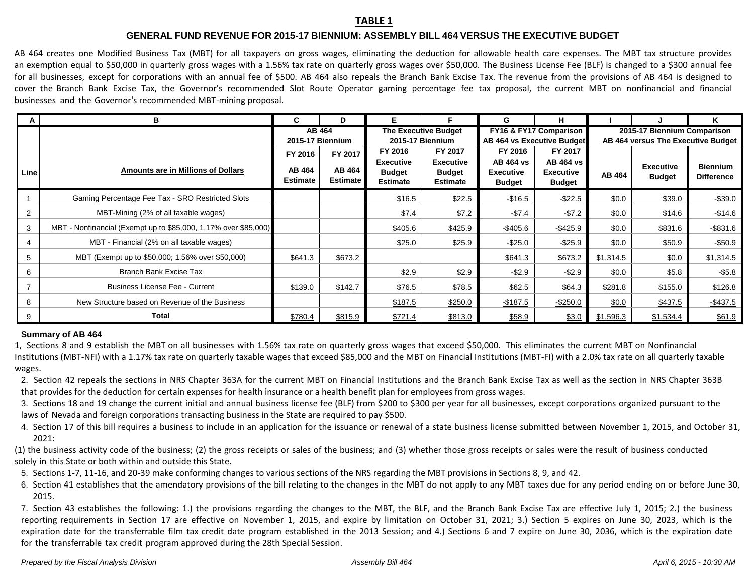# TABLE 1

## GENERAL FUND REVENUE FOR 2015-17 BIENNIUM: ASSEMBLY BILL 464 VERSUS THE EXECUTIVE BUDGET

AB 464 creates one Modified Business Tax (MBT) for all taxpayers on gross wages, eliminating the deduction for allowable health care expenses. The MBT tax structure provides an exemption equal to $50,000 in quarterly gross wages with a 1.56% tax rate on quarterly gross wages over $50,000. The Business License Fee (BLF) is changed to a $300 annual fee for all businesses, except for corporations with an annual fee of $500. AB 464 also repeals the Branch Bank Excise Tax. The revenue from the provisions of AB 464 is designed to cover the Branch Bank Excise Tax, the Governor's recommended Slot Route Operator gaming percentage fee tax proposal, the current MBT on nonfinancial and financial businesses and the Governor's recommended MBT-mining proposal.

| A | B | C | D | E | F | G | H | I | J | K |
|---|---|---|---|---|---|---|---|---|---|---|
| | | AB 464 2015-17 Biennium | | The Executive Budget 2015-17 Biennium | | FY16 & FY17 Comparison AB 464 vs Executive Budget | | 2015-17 Biennium Comparison AB 464 versus The Executive Budget | | |
| Line | Amounts are in Millions of Dollars | FY 2016 AB 464 Estimate | FY 2017 AB 464 Estimate | FY 2016 Executive Budget Estimate | FY 2017 Executive Budget Estimate | FY 2016 AB 464 vs Executive Budget | FY 2017 AB 464 vs Executive Budget | AB 464 | Executive Budget | Biennium Difference |
| 1 | Gaming Percentage Fee Tax - SRO Restricted Slots | | | $16.5 | $22.5 | -$16.5 | -$22.5 | $0.0 | $39.0 | -$39.0 |
| 2 | MBT-Mining (2% of all taxable wages) | | | $7.4 | $7.2 | -$7.4 | -$7.2 | $0.0 | $14.6 | -$14.6 |
| 3 | MBT - Nonfinancial (Exempt up to $85,000, 1.17% over $85,000) | | | $405.6 | $425.9 | -$405.6 | -$425.9 | $0.0 | $831.6 | -$831.6 |
| 4 | MBT - Financial (2% on all taxable wages) | | | $25.0 | $25.9 | -$25.0 | -$25.9 | $0.0 | $50.9 | -$50.9 |
| 5 | MBT (Exempt up to $50,000; 1.56% over $50,000) | $641.3 | $673.2 | | | $641.3 | $673.2 | $1,314.5 | $0.0 | $1,314.5 |
| 6 | Branch Bank Excise Tax | | | $2.9 | $2.9 | -$2.9 | -$2.9 | $0.0 | $5.8 | -$5.8 |
| 7 | Business License Fee - Current | $139.0 | $142.7 | $76.5 | $78.5 | $62.5 | $64.3 | $281.8 | $155.0 | $126.8 |
| 8 | New Structure based on Revenue of the Business | | | $187.5 | $250.0 | -$187.5 | -$250.0 | $0.0 | $437.5 | -$437.5 |
| 9 | **Total** | $780.4 | $815.9 | $721.4 | $813.0 | $58.9 | $3.0 | $1,596.3 | $1,534.4 | $61.9 |

**Summary of AB 464**

1, Sections 8 and 9 establish the MBT on all businesses with 1.56% tax rate on quarterly gross wages that exceed $50,000. This eliminates the current MBT on Nonfinancial Institutions (MBT-NFI) with a 1.17% tax rate on quarterly taxable wages that exceed $85,000 and the MBT on Financial Institutions (MBT-FI) with a 2.0% tax rate on all quarterly taxable wages.

2. Section 42 repeals the sections in NRS Chapter 363A for the current MBT on Financial Institutions and the Branch Bank Excise Tax as well as the section in NRS Chapter 363B that provides for the deduction for certain expenses for health insurance or a health benefit plan for employees from gross wages.

3. Sections 18 and 19 change the current initial and annual business license fee (BLF) from $200 to $300 per year for all businesses, except corporations organized pursuant to the laws of Nevada and foreign corporations transacting business in the State are required to pay $500.

4. Section 17 of this bill requires a business to include in an application for the issuance or renewal of a state business license submitted between November 1, 2015, and October 31, 2021:

(1) the business activity code of the business; (2) the gross receipts or sales of the business; and (3) whether those gross receipts or sales were the result of business conducted solely in this State or both within and outside this State.

5. Sections 1-7, 11-16, and 20-39 make conforming changes to various sections of the NRS regarding the MBT provisions in Sections 8, 9, and 42.

6. Section 41 establishes that the amendatory provisions of the bill relating to the changes in the MBT do not apply to any MBT taxes due for any period ending on or before June 30, 2015.

7. Section 43 establishes the following: 1.) the provisions regarding the changes to the MBT, the BLF, and the Branch Bank Excise Tax are effective July 1, 2015; 2.) the business reporting requirements in Section 17 are effective on November 1, 2015, and expire by limitation on October 31, 2021; 3.) Section 5 expires on June 30, 2023, which is the expiration date for the transferrable film tax credit date program established in the 2013 Session; and 4.) Sections 6 and 7 expire on June 30, 2036, which is the expiration date for the transferrable tax credit program approved during the 28th Special Session.

*Prepared by the Fiscal Analysis Division* *Assembly Bill 464* *April 6, 2015 - 10:30 AM*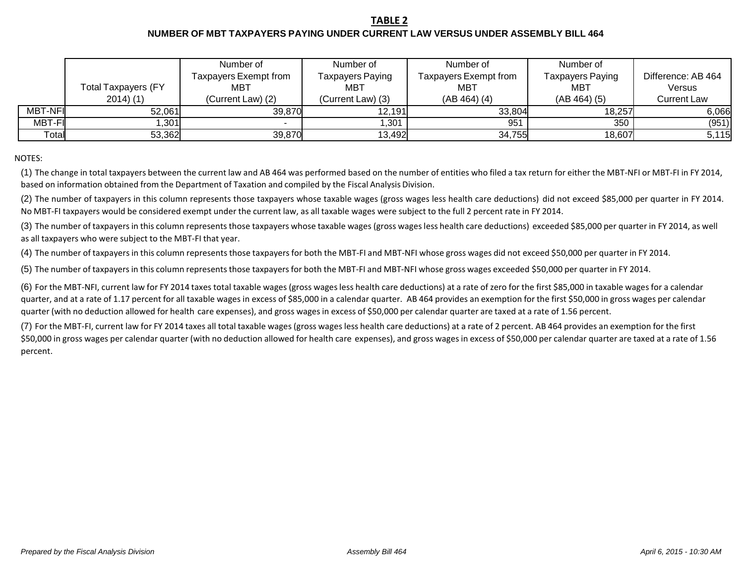## TABLE 2

### NUMBER OF MBT TAXPAYERS PAYING UNDER CURRENT LAW VERSUS UNDER ASSEMBLY BILL 464

| | Total Taxpayers (FY 2014) (1) | Number of Taxpayers Exempt from MBT (Current Law) (2) | Number of Taxpayers Paying MBT (Current Law) (3) | Number of Taxpayers Exempt from MBT (AB 464) (4) | Number of Taxpayers Paying MBT (AB 464) (5) | Difference: AB 464 Versus Current Law |
|---|---|---|---|---|---|---|
| MBT-NFI | 52,061 | 39,870 | 12,191 | 33,804 | 18,257 | 6,066 |
| MBT-FI | 1,301 | - | 1,301 | 951 | 350 | (951) |
| Total | 53,362 | 39,870 | 13,492 | 34,755 | 18,607 | 5,115 |

NOTES:

(1) The change in total taxpayers between the current law and AB 464 was performed based on the number of entities who filed a tax return for either the MBT-NFI or MBT-FI in FY 2014, based on information obtained from the Department of Taxation and compiled by the Fiscal Analysis Division.

(2) The number of taxpayers in this column represents those taxpayers whose taxable wages (gross wages less health care deductions) did not exceed $85,000 per quarter in FY 2014. No MBT-FI taxpayers would be considered exempt under the current law, as all taxable wages were subject to the full 2 percent rate in FY 2014.

(3) The number of taxpayers in this column represents those taxpayers whose taxable wages (gross wages less health care deductions) exceeded $85,000 per quarter in FY 2014, as well as all taxpayers who were subject to the MBT-FI that year.

(4) The number of taxpayers in this column represents those taxpayers for both the MBT-FI and MBT-NFI whose gross wages did not exceed $50,000 per quarter in FY 2014.

(5) The number of taxpayers in this column represents those taxpayers for both the MBT-FI and MBT-NFI whose gross wages exceeded $50,000 per quarter in FY 2014.

(6) For the MBT-NFI, current law for FY 2014 taxes total taxable wages (gross wages less health care deductions) at a rate of zero for the first $85,000 in taxable wages for a calendar quarter, and at a rate of 1.17 percent for all taxable wages in excess of $85,000 in a calendar quarter. AB 464 provides an exemption for the first $50,000 in gross wages per calendar quarter (with no deduction allowed for health care expenses), and gross wages in excess of $50,000 per calendar quarter are taxed at a rate of 1.56 percent.

(7) For the MBT-FI, current law for FY 2014 taxes all total taxable wages (gross wages less health care deductions) at a rate of 2 percent. AB 464 provides an exemption for the first $50,000 in gross wages per calendar quarter (with no deduction allowed for health care expenses), and gross wages in excess of $50,000 per calendar quarter are taxed at a rate of 1.56 percent.